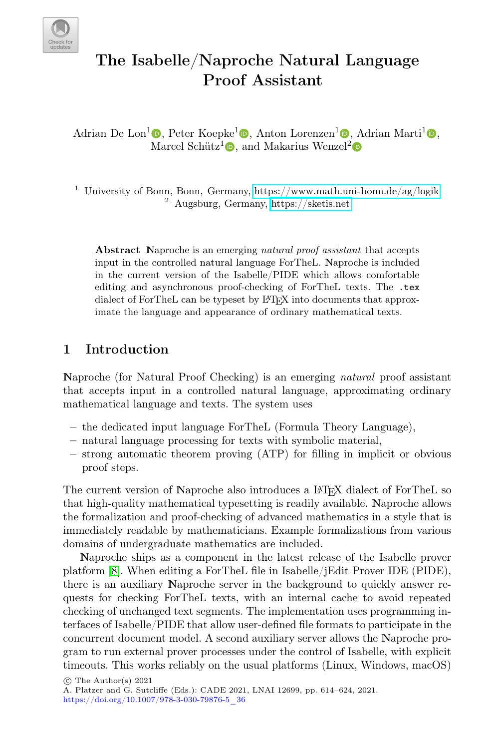# The Isabelle/Naproche Natural Language Proof Assistant

Adrian De Lon[1], Peter Koepke[1], Anton Lorenzen[1], Adrian Marti[1], Marcel Schütz[1], and Makarius Wenzel[2]

[1] University of Bonn, Bonn, Germany, https://www.math.uni-bonn.de/ag/logik
[2] Augsburg, Germany, https://sketis.net

**Abstract** Naproche is an emerging *natural proof assistant* that accepts input in the controlled natural language ForTheL. Naproche is included in the current version of the Isabelle/PIDE which allows comfortable editing and asynchronous proof-checking of ForTheL texts. The `.tex` dialect of ForTheL can be typeset by LaTeX into documents that approximate the language and appearance of ordinary mathematical texts.

## 1 Introduction

Naproche (for Natural Proof Checking) is an emerging *natural* proof assistant that accepts input in a controlled natural language, approximating ordinary mathematical language and texts. The system uses

- the dedicated input language ForTheL (Formula Theory Language),
- natural language processing for texts with symbolic material,
- strong automatic theorem proving (ATP) for filling in implicit or obvious proof steps.

The current version of Naproche also introduces a LaTeX dialect of ForTheL so that high-quality mathematical typesetting is readily available. Naproche allows the formalization and proof-checking of advanced mathematics in a style that is immediately readable by mathematicians. Example formalizations from various domains of undergraduate mathematics are included.

Naproche ships as a component in the latest release of the Isabelle prover platform [8]. When editing a ForTheL file in Isabelle/jEdit Prover IDE (PIDE), there is an auxiliary Naproche server in the background to quickly answer requests for checking ForTheL texts, with an internal cache to avoid repeated checking of unchanged text segments. The implementation uses programming interfaces of Isabelle/PIDE that allow user-defined file formats to participate in the concurrent document model. A second auxiliary server allows the Naproche program to run external prover processes under the control of Isabelle, with explicit timeouts. This works reliably on the usual platforms (Linux, Windows, macOS)

© The Author(s) 2021
A. Platzer and G. Sutcliffe (Eds.): CADE 2021, LNAI 12699, pp. 614–624, 2021.
https://doi.org/10.1007/978-3-030-79876-5_36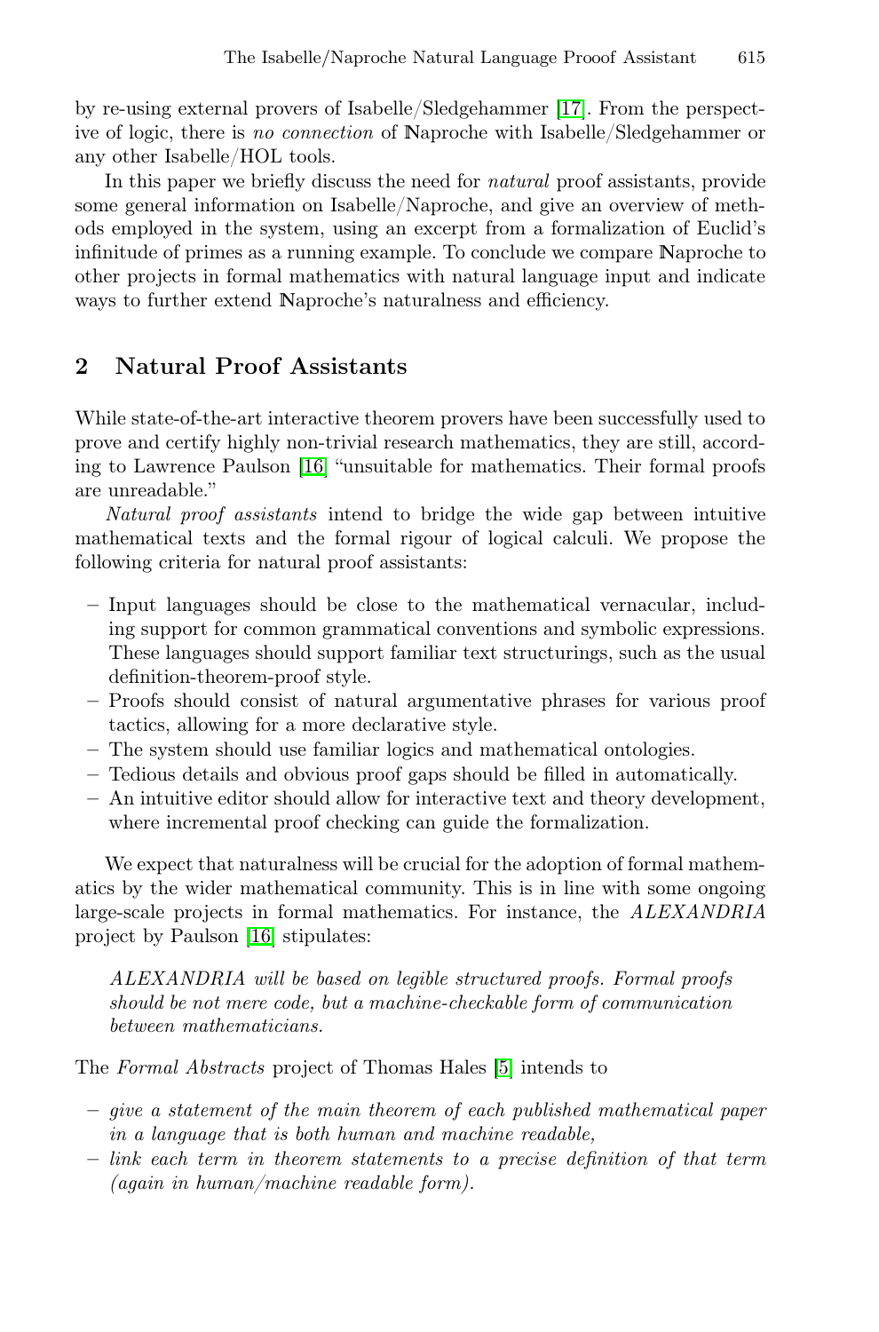by re-using external provers of Isabelle/Sledgehammer [17]. From the perspective of logic, there is *no connection* of ℕaproche with Isabelle/Sledgehammer or any other Isabelle/HOL tools.

In this paper we briefly discuss the need for *natural* proof assistants, provide some general information on Isabelle/Naproche, and give an overview of methods employed in the system, using an excerpt from a formalization of Euclid's infinitude of primes as a running example. To conclude we compare ℕaproche to other projects in formal mathematics with natural language input and indicate ways to further extend ℕaproche's naturalness and efficiency.

## 2 Natural Proof Assistants

While state-of-the-art interactive theorem provers have been successfully used to prove and certify highly non-trivial research mathematics, they are still, according to Lawrence Paulson [16] "unsuitable for mathematics. Their formal proofs are unreadable."

*Natural proof assistants* intend to bridge the wide gap between intuitive mathematical texts and the formal rigour of logical calculi. We propose the following criteria for natural proof assistants:

- Input languages should be close to the mathematical vernacular, including support for common grammatical conventions and symbolic expressions. These languages should support familiar text structurings, such as the usual definition-theorem-proof style.
- Proofs should consist of natural argumentative phrases for various proof tactics, allowing for a more declarative style.
- The system should use familiar logics and mathematical ontologies.
- Tedious details and obvious proof gaps should be filled in automatically.
- An intuitive editor should allow for interactive text and theory development, where incremental proof checking can guide the formalization.

We expect that naturalness will be crucial for the adoption of formal mathematics by the wider mathematical community. This is in line with some ongoing large-scale projects in formal mathematics. For instance, the *ALEXANDRIA* project by Paulson [16] stipulates:

> *ALEXANDRIA will be based on legible structured proofs. Formal proofs should be not mere code, but a machine-checkable form of communication between mathematicians.*

The *Formal Abstracts* project of Thomas Hales [5] intends to

- *give a statement of the main theorem of each published mathematical paper in a language that is both human and machine readable,*
- *link each term in theorem statements to a precise definition of that term (again in human/machine readable form).*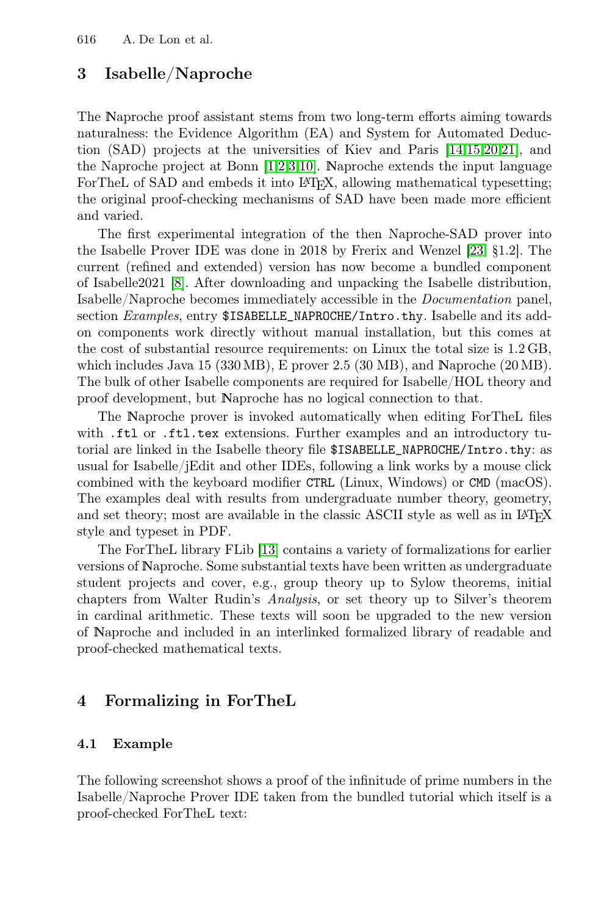## 3 Isabelle/Naproche

The ℕaproche proof assistant stems from two long-term efforts aiming towards naturalness: the Evidence Algorithm (EA) and System for Automated Deduction (SAD) projects at the universities of Kiev and Paris [14,15,20,21], and the Naproche project at Bonn [1,2,3,10]. ℕaproche extends the input language ForTheL of SAD and embeds it into LaTeX, allowing mathematical typesetting; the original proof-checking mechanisms of SAD have been made more efficient and varied.

The first experimental integration of the then Naproche-SAD prover into the Isabelle Prover IDE was done in 2018 by Frerix and Wenzel [23, §1.2]. The current (refined and extended) version has now become a bundled component of Isabelle2021 [8]. After downloading and unpacking the Isabelle distribution, Isabelle/Naproche becomes immediately accessible in the *Documentation* panel, section *Examples*, entry `$ISABELLE_NAPROCHE/Intro.thy`. Isabelle and its add-on components work directly without manual installation, but this comes at the cost of substantial resource requirements: on Linux the total size is 1.2 GB, which includes Java 15 (330 MB), E prover 2.5 (30 MB), and ℕaproche (20 MB). The bulk of other Isabelle components are required for Isabelle/HOL theory and proof development, but ℕaproche has no logical connection to that.

The ℕaproche prover is invoked automatically when editing ForTheL files with `.ftl` or `.ftl.tex` extensions. Further examples and an introductory tutorial are linked in the Isabelle theory file `$ISABELLE_NAPROCHE/Intro.thy`: as usual for Isabelle/jEdit and other IDEs, following a link works by a mouse click combined with the keyboard modifier `CTRL` (Linux, Windows) or `CMD` (macOS). The examples deal with results from undergraduate number theory, geometry, and set theory; most are available in the classic ASCII style as well as in LaTeX style and typeset in PDF.

The ForTheL library FLib [13] contains a variety of formalizations for earlier versions of ℕaproche. Some substantial texts have been written as undergraduate student projects and cover, e.g., group theory up to Sylow theorems, initial chapters from Walter Rudin's *Analysis*, or set theory up to Silver's theorem in cardinal arithmetic. These texts will soon be upgraded to the new version of ℕaproche and included in an interlinked formalized library of readable and proof-checked mathematical texts.

## 4 Formalizing in ForTheL

### 4.1 Example

The following screenshot shows a proof of the infinitude of prime numbers in the Isabelle/Naproche Prover IDE taken from the bundled tutorial which itself is a proof-checked ForTheL text: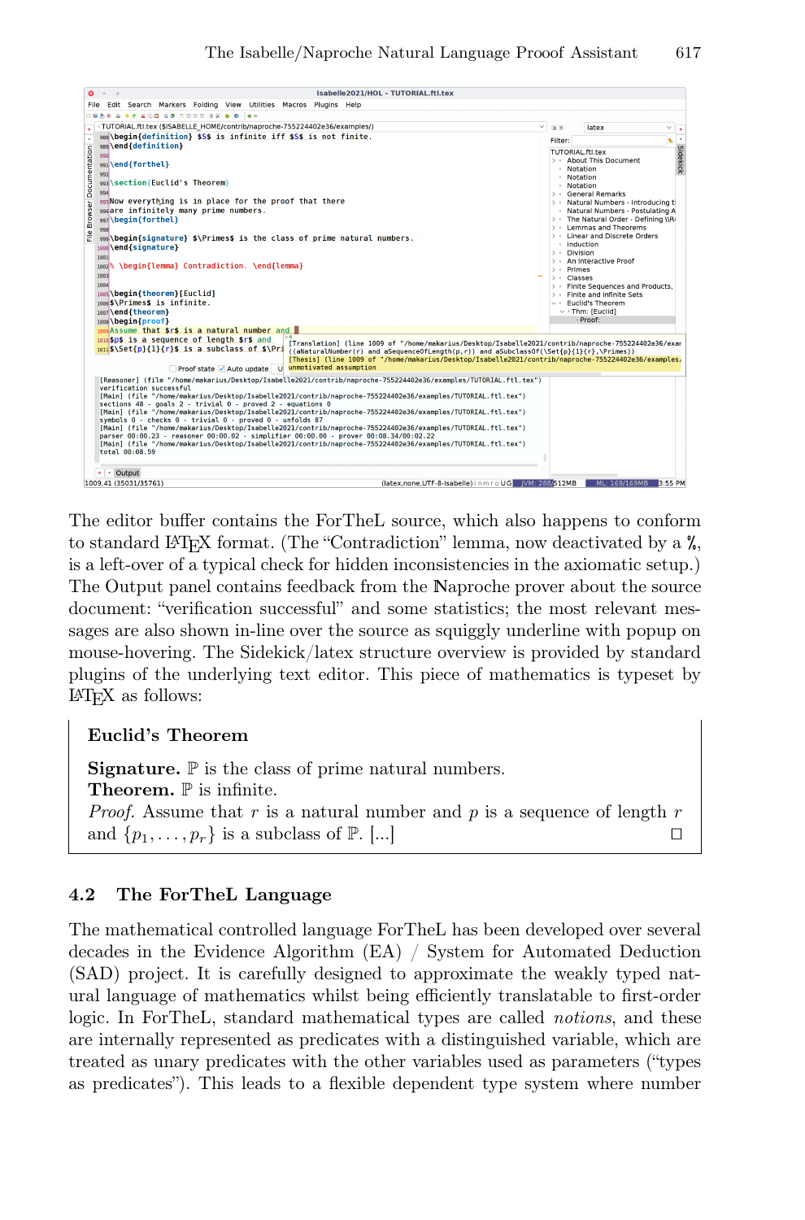The editor buffer contains the ForTheL source, which also happens to conform to standard LATEX format. (The "Contradiction" lemma, now deactivated by a %, is a left-over of a typical check for hidden inconsistencies in the axiomatic setup.) The Output panel contains feedback from the Naproche prover about the source document: "verification successful" and some statistics; the most relevant messages are also shown in-line over the source as squiggly underline with popup on mouse-hovering. The Sidekick/latex structure overview is provided by standard plugins of the underlying text editor. This piece of mathematics is typeset by LATEX as follows:

**Euclid's Theorem**

**Signature.** $\mathbb{P}$ is the class of prime natural numbers.
**Theorem.** $\mathbb{P}$ is infinite.
*Proof.* Assume that $r$ is a natural number and $p$ is a sequence of length $r$ and $\{p_1, \ldots, p_r\}$ is a subclass of $\mathbb{P}$. [...] □

### 4.2 The ForTheL Language

The mathematical controlled language ForTheL has been developed over several decades in the Evidence Algorithm (EA) / System for Automated Deduction (SAD) project. It is carefully designed to approximate the weakly typed natural language of mathematics whilst being efficiently translatable to first-order logic. In ForTheL, standard mathematical types are called *notions*, and these are internally represented as predicates with a distinguished variable, which are treated as unary predicates with the other variables used as parameters ("types as predicates"). This leads to a flexible dependent type system where number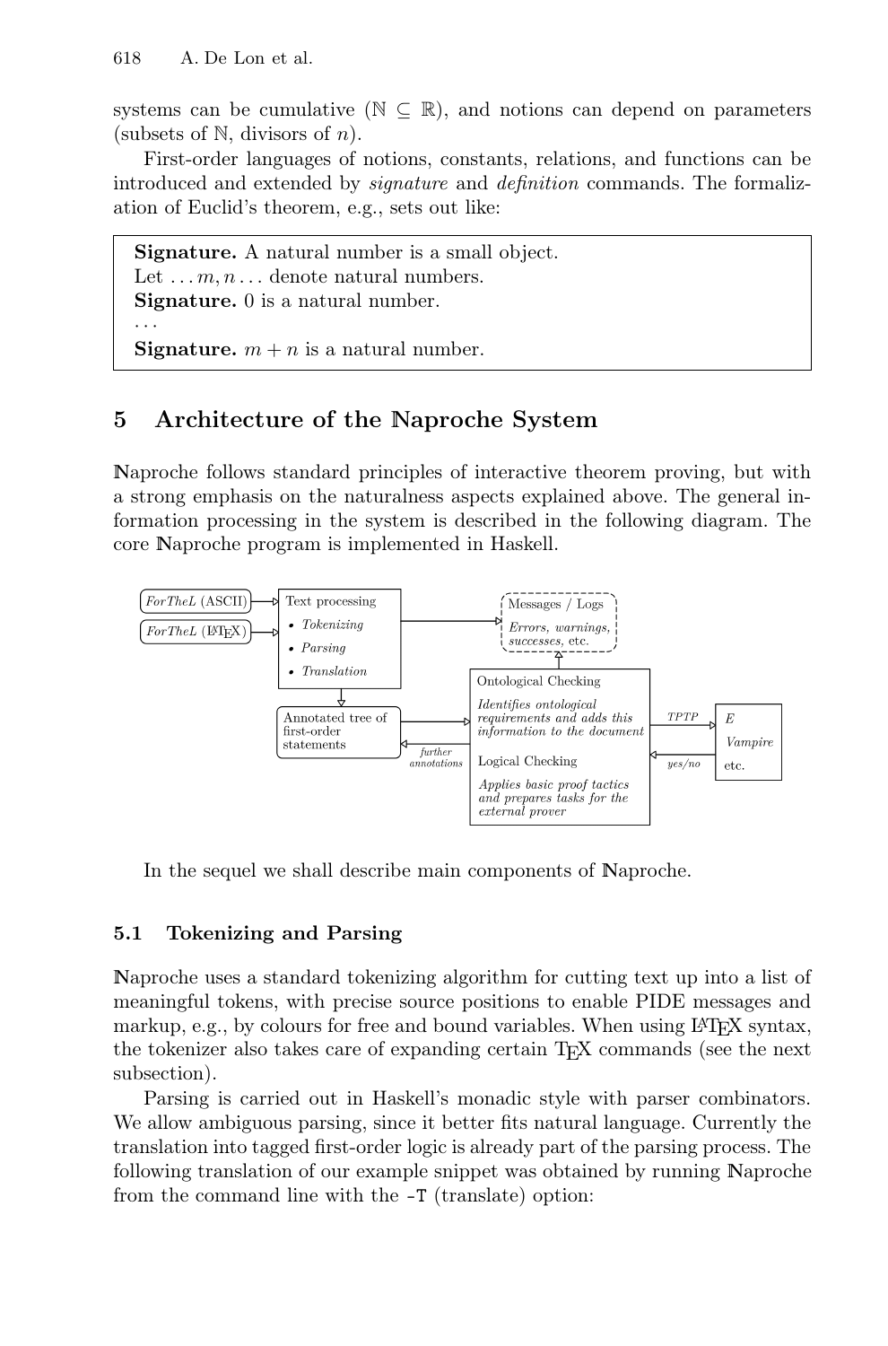systems can be cumulative ($\mathbb{N} \subseteq \mathbb{R}$), and notions can depend on parameters (subsets of $\mathbb{N}$, divisors of $n$).

First-order languages of notions, constants, relations, and functions can be introduced and extended by *signature* and *definition* commands. The formalization of Euclid's theorem, e.g., sets out like:

> **Signature.** A natural number is a small object.
> Let $\ldots m, n \ldots$ denote natural numbers.
> **Signature.** 0 is a natural number.
> $\ldots$
> **Signature.** $m + n$ is a natural number.

## 5 Architecture of the Naproche System

Naproche follows standard principles of interactive theorem proving, but with a strong emphasis on the naturalness aspects explained above. The general information processing in the system is described in the following diagram. The core Naproche program is implemented in Haskell.

*ForTheL* (ASCII) → Text processing; *ForTheL* (LaTeX) → Text processing

Text processing
- *Tokenizing*
- *Parsing*
- *Translation*

Text processing → Messages / Logs (*Errors, warnings, successes,* etc.)

Text processing → Annotated tree of first-order statements

Annotated tree of first-order statements → Ontological Checking / Logical Checking; *further annotations* ← back to tree

Ontological Checking: *Identifies ontological requirements and adds this information to the document*

Logical Checking: *Applies basic proof tactics and prepares tasks for the external prover*

Checking → Messages / Logs

Checking —*TPTP*→ E, *Vampire*, etc. —*yes/no*→ Checking

In the sequel we shall describe main components of Naproche.

### 5.1 Tokenizing and Parsing

Naproche uses a standard tokenizing algorithm for cutting text up into a list of meaningful tokens, with precise source positions to enable PIDE messages and markup, e.g., by colours for free and bound variables. When using LaTeX syntax, the tokenizer also takes care of expanding certain TeX commands (see the next subsection).

Parsing is carried out in Haskell's monadic style with parser combinators. We allow ambiguous parsing, since it better fits natural language. Currently the translation into tagged first-order logic is already part of the parsing process. The following translation of our example snippet was obtained by running Naproche from the command line with the `-T` (translate) option: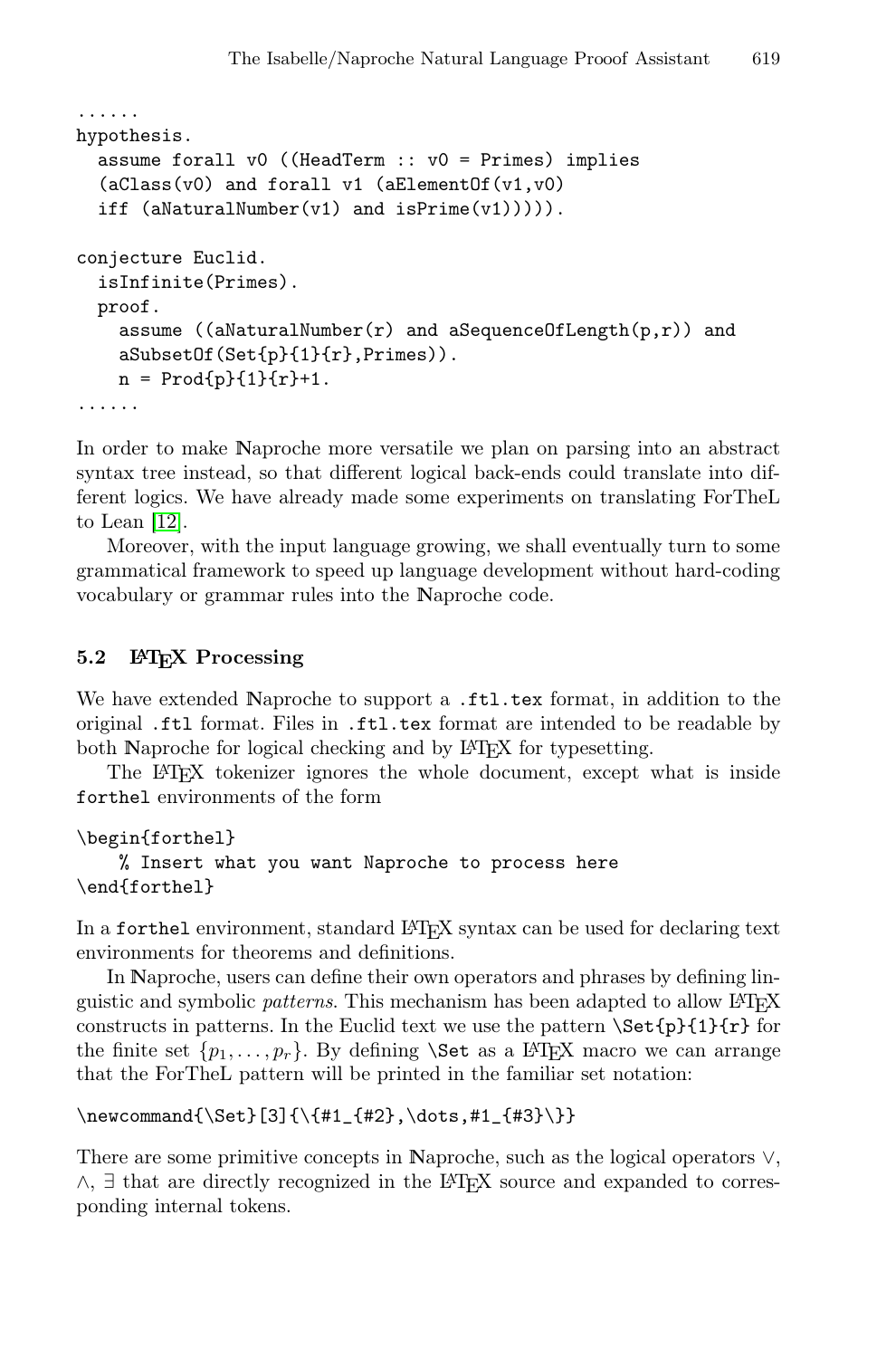```
......
hypothesis.
  assume forall v0 ((HeadTerm :: v0 = Primes) implies
  (aClass(v0) and forall v1 (aElementOf(v1,v0)
  iff (aNaturalNumber(v1) and isPrime(v1))))).

conjecture Euclid.
  isInfinite(Primes).
  proof.
    assume ((aNaturalNumber(r) and aSequenceOfLength(p,r)) and
    aSubsetOf(Set{p}{1}{r},Primes)).
    n = Prod{p}{1}{r}+1.
......
```

In order to make Naproche more versatile we plan on parsing into an abstract syntax tree instead, so that different logical back-ends could translate into different logics. We have already made some experiments on translating ForTheL to Lean [12].

Moreover, with the input language growing, we shall eventually turn to some grammatical framework to speed up language development without hard-coding vocabulary or grammar rules into the Naproche code.

### 5.2 LaTeX Processing

We have extended Naproche to support a `.ftl.tex` format, in addition to the original `.ftl` format. Files in `.ftl.tex` format are intended to be readable by both Naproche for logical checking and by LaTeX for typesetting.

The LaTeX tokenizer ignores the whole document, except what is inside `forthel` environments of the form

```
\begin{forthel}
    % Insert what you want Naproche to process here
\end{forthel}
```

In a `forthel` environment, standard LaTeX syntax can be used for declaring text environments for theorems and definitions.

In Naproche, users can define their own operators and phrases by defining linguistic and symbolic *patterns*. This mechanism has been adapted to allow LaTeX constructs in patterns. In the Euclid text we use the pattern `\Set{p}{1}{r}` for the finite set $\{p_1, \dots, p_r\}$. By defining `\Set` as a LaTeX macro we can arrange that the ForTheL pattern will be printed in the familiar set notation:

```
\newcommand{\Set}[3]{\{#1_{#2},\dots,#1_{#3}\}}
```

There are some primitive concepts in Naproche, such as the logical operators $\vee$, $\wedge$, $\exists$ that are directly recognized in the LaTeX source and expanded to corresponding internal tokens.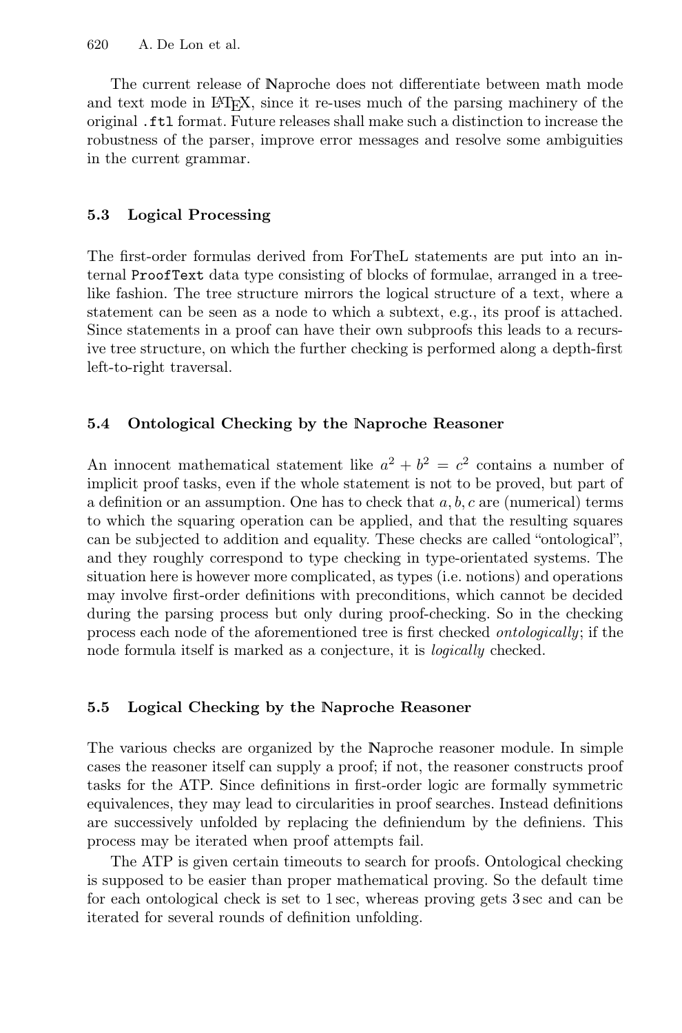The current release of Naproche does not differentiate between math mode and text mode in LaTeX, since it re-uses much of the parsing machinery of the original `.ftl` format. Future releases shall make such a distinction to increase the robustness of the parser, improve error messages and resolve some ambiguities in the current grammar.

### 5.3 Logical Processing

The first-order formulas derived from ForTheL statements are put into an internal `ProofText` data type consisting of blocks of formulae, arranged in a tree-like fashion. The tree structure mirrors the logical structure of a text, where a statement can be seen as a node to which a subtext, e.g., its proof is attached. Since statements in a proof can have their own subproofs this leads to a recursive tree structure, on which the further checking is performed along a depth-first left-to-right traversal.

### 5.4 Ontological Checking by the Naproche Reasoner

An innocent mathematical statement like $a^2 + b^2 = c^2$ contains a number of implicit proof tasks, even if the whole statement is not to be proved, but part of a definition or an assumption. One has to check that $a, b, c$ are (numerical) terms to which the squaring operation can be applied, and that the resulting squares can be subjected to addition and equality. These checks are called "ontological", and they roughly correspond to type checking in type-orientated systems. The situation here is however more complicated, as types (i.e. notions) and operations may involve first-order definitions with preconditions, which cannot be decided during the parsing process but only during proof-checking. So in the checking process each node of the aforementioned tree is first checked *ontologically*; if the node formula itself is marked as a conjecture, it is *logically* checked.

### 5.5 Logical Checking by the Naproche Reasoner

The various checks are organized by the Naproche reasoner module. In simple cases the reasoner itself can supply a proof; if not, the reasoner constructs proof tasks for the ATP. Since definitions in first-order logic are formally symmetric equivalences, they may lead to circularities in proof searches. Instead definitions are successively unfolded by replacing the definiendum by the definiens. This process may be iterated when proof attempts fail.

The ATP is given certain timeouts to search for proofs. Ontological checking is supposed to be easier than proper mathematical proving. So the default time for each ontological check is set to 1 sec, whereas proving gets 3 sec and can be iterated for several rounds of definition unfolding.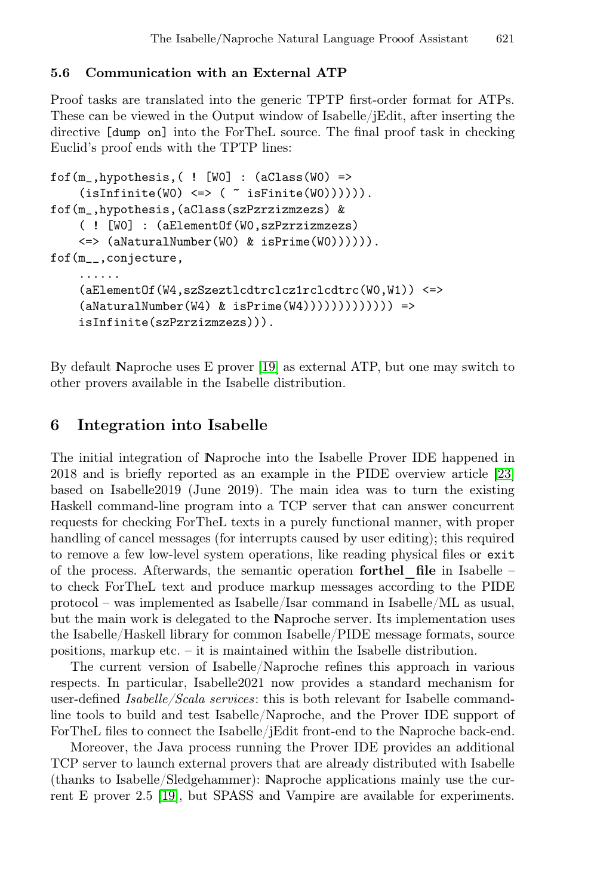### 5.6 Communication with an External ATP

Proof tasks are translated into the generic TPTP first-order format for ATPs. These can be viewed in the Output window of Isabelle/jEdit, after inserting the directive [dump on] into the ForTheL source. The final proof task in checking Euclid's proof ends with the TPTP lines:

```
fof(m_,hypothesis,( ! [W0] : (aClass(W0) =>
    (isInfinite(W0) <=> ( ~ isFinite(W0)))))).
fof(m_,hypothesis,(aClass(szPzrzizmzezs) &
    ( ! [W0] : (aElementOf(W0,szPzrzizmzezs)
    <=> (aNaturalNumber(W0) & isPrime(W0)))))).
fof(m__,conjecture,
    ......
    (aElementOf(W4,szSzeztlcdtrclcz1rclcdtrc(W0,W1)) <=>
    (aNaturalNumber(W4) & isPrime(W4))))))))))))) =>
    isInfinite(szPzrzizmzezs))).
```

By default ℕaproche uses E prover [19] as external ATP, but one may switch to other provers available in the Isabelle distribution.

## 6 Integration into Isabelle

The initial integration of ℕaproche into the Isabelle Prover IDE happened in 2018 and is briefly reported as an example in the PIDE overview article [23] based on Isabelle2019 (June 2019). The main idea was to turn the existing Haskell command-line program into a TCP server that can answer concurrent requests for checking ForTheL texts in a purely functional manner, with proper handling of cancel messages (for interrupts caused by user editing); this required to remove a few low-level system operations, like reading physical files or `exit` of the process. Afterwards, the semantic operation **forthel_file** in Isabelle – to check ForTheL text and produce markup messages according to the PIDE protocol – was implemented as Isabelle/Isar command in Isabelle/ML as usual, but the main work is delegated to the ℕaproche server. Its implementation uses the Isabelle/Haskell library for common Isabelle/PIDE message formats, source positions, markup etc. – it is maintained within the Isabelle distribution.

The current version of Isabelle/Naproche refines this approach in various respects. In particular, Isabelle2021 now provides a standard mechanism for user-defined *Isabelle/Scala services*: this is both relevant for Isabelle command-line tools to build and test Isabelle/Naproche, and the Prover IDE support of ForTheL files to connect the Isabelle/jEdit front-end to the ℕaproche back-end.

Moreover, the Java process running the Prover IDE provides an additional TCP server to launch external provers that are already distributed with Isabelle (thanks to Isabelle/Sledgehammer): ℕaproche applications mainly use the current E prover 2.5 [19], but SPASS and Vampire are available for experiments.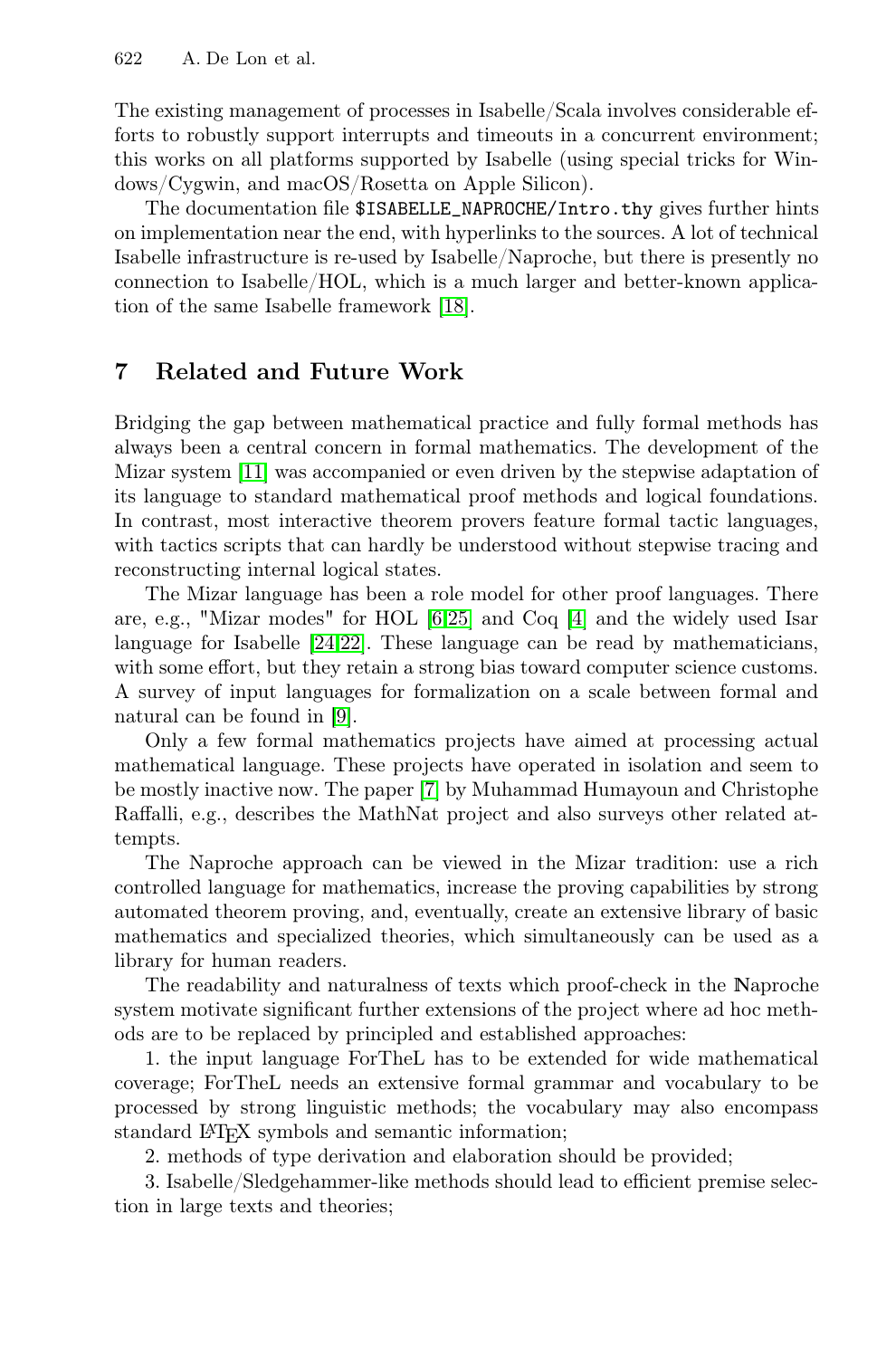The existing management of processes in Isabelle/Scala involves considerable efforts to robustly support interrupts and timeouts in a concurrent environment; this works on all platforms supported by Isabelle (using special tricks for Windows/Cygwin, and macOS/Rosetta on Apple Silicon).

The documentation file `$ISABELLE_NAPROCHE/Intro.thy` gives further hints on implementation near the end, with hyperlinks to the sources. A lot of technical Isabelle infrastructure is re-used by Isabelle/Naproche, but there is presently no connection to Isabelle/HOL, which is a much larger and better-known application of the same Isabelle framework [18].

## 7 Related and Future Work

Bridging the gap between mathematical practice and fully formal methods has always been a central concern in formal mathematics. The development of the Mizar system [11] was accompanied or even driven by the stepwise adaptation of its language to standard mathematical proof methods and logical foundations. In contrast, most interactive theorem provers feature formal tactic languages, with tactics scripts that can hardly be understood without stepwise tracing and reconstructing internal logical states.

The Mizar language has been a role model for other proof languages. There are, e.g., "Mizar modes" for HOL [6,25] and Coq [4] and the widely used Isar language for Isabelle [24,22]. These language can be read by mathematicians, with some effort, but they retain a strong bias toward computer science customs. A survey of input languages for formalization on a scale between formal and natural can be found in [9].

Only a few formal mathematics projects have aimed at processing actual mathematical language. These projects have operated in isolation and seem to be mostly inactive now. The paper [7] by Muhammad Humayoun and Christophe Raffalli, e.g., describes the MathNat project and also surveys other related attempts.

The Naproche approach can be viewed in the Mizar tradition: use a rich controlled language for mathematics, increase the proving capabilities by strong automated theorem proving, and, eventually, create an extensive library of basic mathematics and specialized theories, which simultaneously can be used as a library for human readers.

The readability and naturalness of texts which proof-check in the ℕaproche system motivate significant further extensions of the project where ad hoc methods are to be replaced by principled and established approaches:

1. the input language ForTheL has to be extended for wide mathematical coverage; ForTheL needs an extensive formal grammar and vocabulary to be processed by strong linguistic methods; the vocabulary may also encompass standard LaTeX symbols and semantic information;

2. methods of type derivation and elaboration should be provided;

3. Isabelle/Sledgehammer-like methods should lead to efficient premise selection in large texts and theories;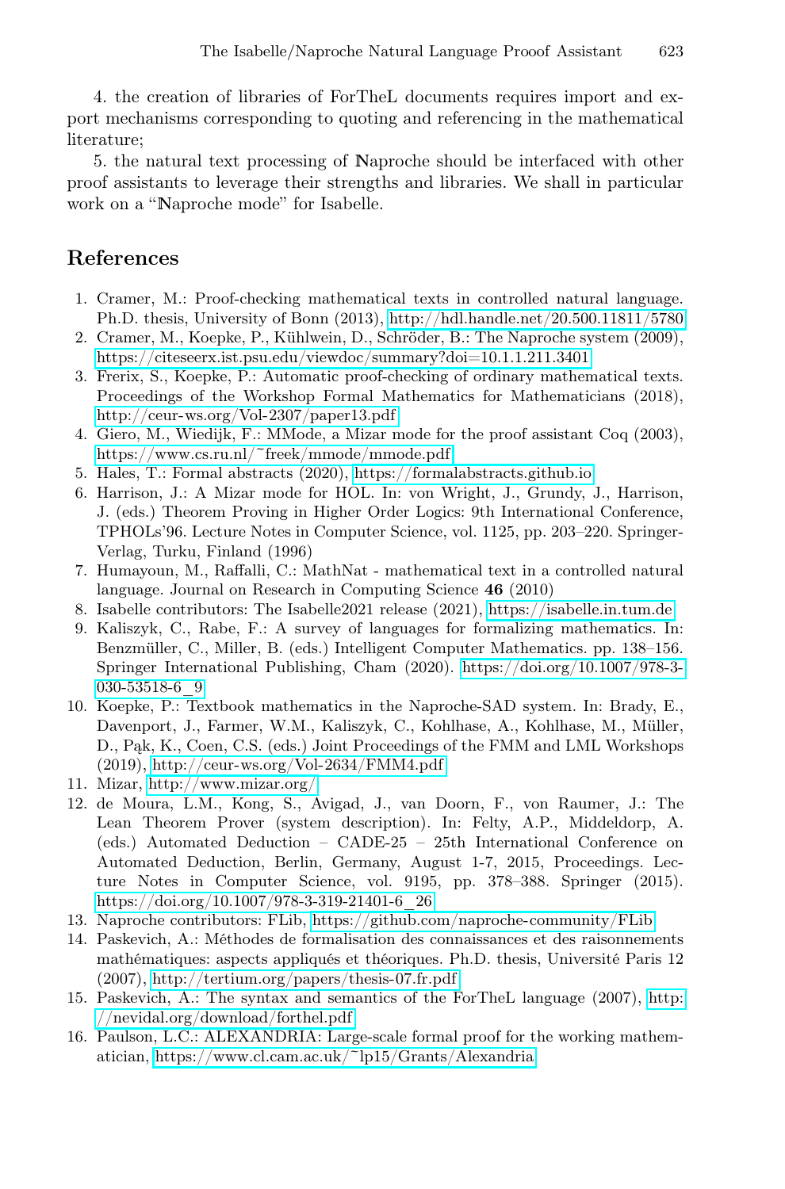4. the creation of libraries of ForTheL documents requires import and export mechanisms corresponding to quoting and referencing in the mathematical literature;

5. the natural text processing of ℕaproche should be interfaced with other proof assistants to leverage their strengths and libraries. We shall in particular work on a "ℕaproche mode" for Isabelle.

## References

1. Cramer, M.: Proof-checking mathematical texts in controlled natural language. Ph.D. thesis, University of Bonn (2013), http://hdl.handle.net/20.500.11811/5780
2. Cramer, M., Koepke, P., Kühlwein, D., Schröder, B.: The Naproche system (2009), https://citeseerx.ist.psu.edu/viewdoc/summary?doi=10.1.1.211.3401
3. Frerix, S., Koepke, P.: Automatic proof-checking of ordinary mathematical texts. Proceedings of the Workshop Formal Mathematics for Mathematicians (2018), http://ceur-ws.org/Vol-2307/paper13.pdf
4. Giero, M., Wiedijk, F.: MMode, a Mizar mode for the proof assistant Coq (2003), https://www.cs.ru.nl/~freek/mmode/mmode.pdf
5. Hales, T.: Formal abstracts (2020), https://formalabstracts.github.io
6. Harrison, J.: A Mizar mode for HOL. In: von Wright, J., Grundy, J., Harrison, J. (eds.) Theorem Proving in Higher Order Logics: 9th International Conference, TPHOLs'96. Lecture Notes in Computer Science, vol. 1125, pp. 203–220. Springer-Verlag, Turku, Finland (1996)
7. Humayoun, M., Raffalli, C.: MathNat - mathematical text in a controlled natural language. Journal on Research in Computing Science **46** (2010)
8. Isabelle contributors: The Isabelle2021 release (2021), https://isabelle.in.tum.de
9. Kaliszyk, C., Rabe, F.: A survey of languages for formalizing mathematics. In: Benzmüller, C., Miller, B. (eds.) Intelligent Computer Mathematics. pp. 138–156. Springer International Publishing, Cham (2020). https://doi.org/10.1007/978-3-030-53518-6_9
10. Koepke, P.: Textbook mathematics in the Naproche-SAD system. In: Brady, E., Davenport, J., Farmer, W.M., Kaliszyk, C., Kohlhase, A., Kohlhase, M., Müller, D., Pąk, K., Coen, C.S. (eds.) Joint Proceedings of the FMM and LML Workshops (2019), http://ceur-ws.org/Vol-2634/FMM4.pdf
11. Mizar, http://www.mizar.org/
12. de Moura, L.M., Kong, S., Avigad, J., van Doorn, F., von Raumer, J.: The Lean Theorem Prover (system description). In: Felty, A.P., Middeldorp, A. (eds.) Automated Deduction – CADE-25 – 25th International Conference on Automated Deduction, Berlin, Germany, August 1-7, 2015, Proceedings. Lecture Notes in Computer Science, vol. 9195, pp. 378–388. Springer (2015). https://doi.org/10.1007/978-3-319-21401-6_26
13. Naproche contributors: FLib, https://github.com/naproche-community/FLib
14. Paskevich, A.: Méthodes de formalisation des connaissances et des raisonnements mathématiques: aspects appliqués et théoriques. Ph.D. thesis, Université Paris 12 (2007), http://tertium.org/papers/thesis-07.fr.pdf
15. Paskevich, A.: The syntax and semantics of the ForTheL language (2007), http://nevidal.org/download/forthel.pdf
16. Paulson, L.C.: ALEXANDRIA: Large-scale formal proof for the working mathematician, https://www.cl.cam.ac.uk/~lp15/Grants/Alexandria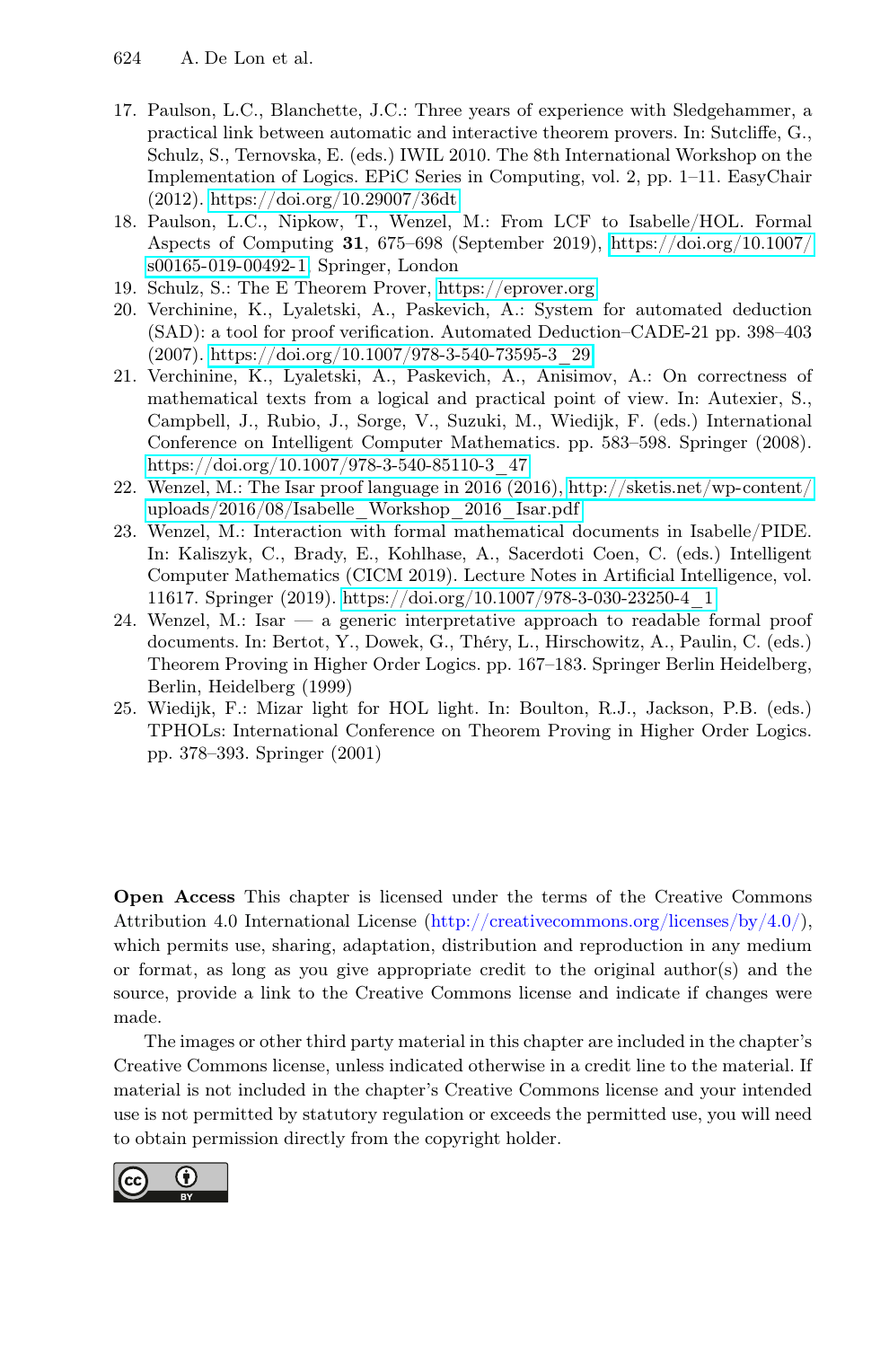17. Paulson, L.C., Blanchette, J.C.: Three years of experience with Sledgehammer, a practical link between automatic and interactive theorem provers. In: Sutcliffe, G., Schulz, S., Ternovska, E. (eds.) IWIL 2010. The 8th International Workshop on the Implementation of Logics. EPiC Series in Computing, vol. 2, pp. 1–11. EasyChair (2012). https://doi.org/10.29007/36dt
18. Paulson, L.C., Nipkow, T., Wenzel, M.: From LCF to Isabelle/HOL. Formal Aspects of Computing **31**, 675–698 (September 2019), https://doi.org/10.1007/s00165-019-00492-1, Springer, London
19. Schulz, S.: The E Theorem Prover, https://eprover.org
20. Verchinine, K., Lyaletski, A., Paskevich, A.: System for automated deduction (SAD): a tool for proof verification. Automated Deduction–CADE-21 pp. 398–403 (2007). https://doi.org/10.1007/978-3-540-73595-3_29
21. Verchinine, K., Lyaletski, A., Paskevich, A., Anisimov, A.: On correctness of mathematical texts from a logical and practical point of view. In: Autexier, S., Campbell, J., Rubio, J., Sorge, V., Suzuki, M., Wiedijk, F. (eds.) International Conference on Intelligent Computer Mathematics. pp. 583–598. Springer (2008). https://doi.org/10.1007/978-3-540-85110-3_47
22. Wenzel, M.: The Isar proof language in 2016 (2016), http://sketis.net/wp-content/uploads/2016/08/Isabelle_Workshop_2016_Isar.pdf
23. Wenzel, M.: Interaction with formal mathematical documents in Isabelle/PIDE. In: Kaliszyk, C., Brady, E., Kohlhase, A., Sacerdoti Coen, C. (eds.) Intelligent Computer Mathematics (CICM 2019). Lecture Notes in Artificial Intelligence, vol. 11617. Springer (2019). https://doi.org/10.1007/978-3-030-23250-4_1
24. Wenzel, M.: Isar — a generic interpretative approach to readable formal proof documents. In: Bertot, Y., Dowek, G., Théry, L., Hirschowitz, A., Paulin, C. (eds.) Theorem Proving in Higher Order Logics. pp. 167–183. Springer Berlin Heidelberg, Berlin, Heidelberg (1999)
25. Wiedijk, F.: Mizar light for HOL light. In: Boulton, R.J., Jackson, P.B. (eds.) TPHOLs: International Conference on Theorem Proving in Higher Order Logics. pp. 378–393. Springer (2001)

**Open Access** This chapter is licensed under the terms of the Creative Commons Attribution 4.0 International License (http://creativecommons.org/licenses/by/4.0/), which permits use, sharing, adaptation, distribution and reproduction in any medium or format, as long as you give appropriate credit to the original author(s) and the source, provide a link to the Creative Commons license and indicate if changes were made.

The images or other third party material in this chapter are included in the chapter's Creative Commons license, unless indicated otherwise in a credit line to the material. If material is not included in the chapter's Creative Commons license and your intended use is not permitted by statutory regulation or exceeds the permitted use, you will need to obtain permission directly from the copyright holder.